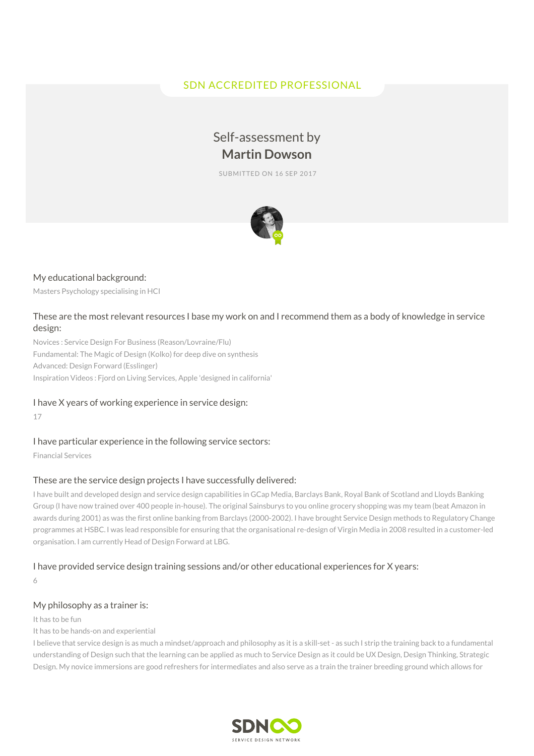SDN ACCREDITED PROFESSIONAL

# Self-assessment by **Martin Dowson**

SUBMITTED ON 16 SEP 2017

### My educational background:

Masters Psychology specialising in HCI

### These are the most relevant resources I base my work on and I recommend them as a body of knowledge in service design:

Novices : Service Design For Business (Reason/Lovraine/Flu)
Fundamental: The Magic of Design (Kolko) for deep dive on synthesis
Advanced: Design Forward (Esslinger)
Inspiration Videos : Fjord on Living Services, Apple 'designed in california'

### I have X years of working experience in service design:

17

### I have particular experience in the following service sectors:

Financial Services

### These are the service design projects I have successfully delivered:

I have built and developed design and service design capabilities in GCap Media, Barclays Bank, Royal Bank of Scotland and Lloyds Banking Group (I have now trained over 400 people in-house). The original Sainsburys to you online grocery shopping was my team (beat Amazon in awards during 2001) as was the first online banking from Barclays (2000-2002). I have brought Service Design methods to Regulatory Change programmes at HSBC. I was lead responsible for ensuring that the organisational re-design of Virgin Media in 2008 resulted in a customer-led organisation. I am currently Head of Design Forward at LBG.

### I have provided service design training sessions and/or other educational experiences for X years:

6

### My philosophy as a trainer is:

It has to be fun
It has to be hands-on and experiential
I believe that service design is as much a mindset/approach and philosophy as it is a skill-set - as such I strip the training back to a fundamental understanding of Design such that the learning can be applied as much to Service Design as it could be UX Design, Design Thinking, Strategic Design. My novice immersions are good refreshers for intermediates and also serve as a train the trainer breeding ground which allows for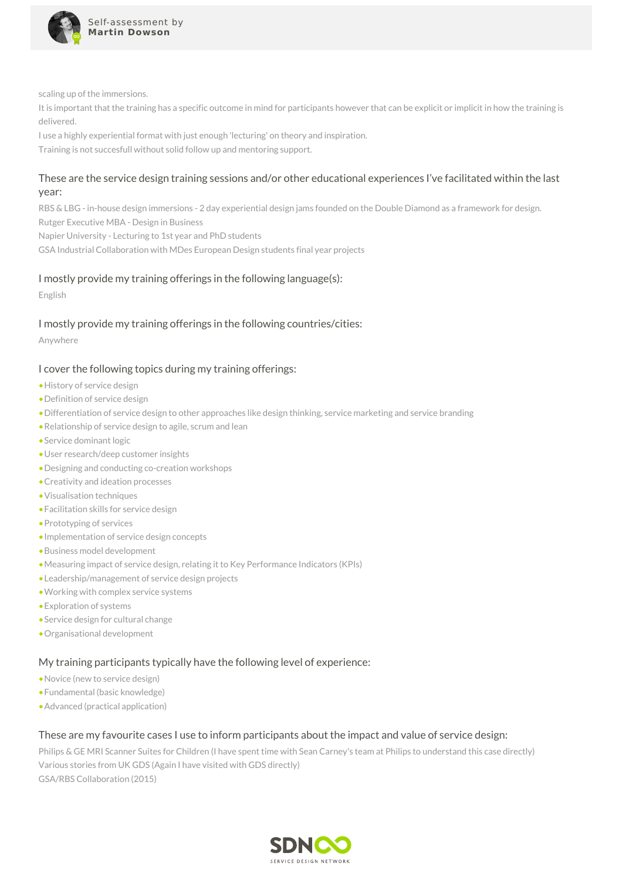scaling up of the immersions.

It is important that the training has a specific outcome in mind for participants however that can be explicit or implicit in how the training is delivered.

I use a highly experiential format with just enough 'lecturing' on theory and inspiration.

Training is not succesfull without solid follow up and mentoring support.

### These are the service design training sessions and/or other educational experiences I've facilitated within the last year:

RBS & LBG - in-house design immersions - 2 day experiential design jams founded on the Double Diamond as a framework for design.

Rutger Executive MBA - Design in Business

Napier University - Lecturing to 1st year and PhD students

GSA Industrial Collaboration with MDes European Design students final year projects

### I mostly provide my training offerings in the following language(s):

English

### I mostly provide my training offerings in the following countries/cities:

Anywhere

### I cover the following topics during my training offerings:

- History of service design
- Definition of service design
- Differentiation of service design to other approaches like design thinking, service marketing and service branding
- Relationship of service design to agile, scrum and lean
- Service dominant logic
- User research/deep customer insights
- Designing and conducting co-creation workshops
- Creativity and ideation processes
- Visualisation techniques
- Facilitation skills for service design
- Prototyping of services
- Implementation of service design concepts
- Business model development
- Measuring impact of service design, relating it to Key Performance Indicators (KPIs)
- Leadership/management of service design projects
- Working with complex service systems
- Exploration of systems
- Service design for cultural change
- Organisational development

### My training participants typically have the following level of experience:

- Novice (new to service design)
- Fundamental (basic knowledge)
- Advanced (practical application)

### These are my favourite cases I use to inform participants about the impact and value of service design:

Philips & GE MRI Scanner Suites for Children (I have spent time with Sean Carney's team at Philips to understand this case directly)

Various stories from UK GDS (Again I have visited with GDS directly)

GSA/RBS Collaboration (2015)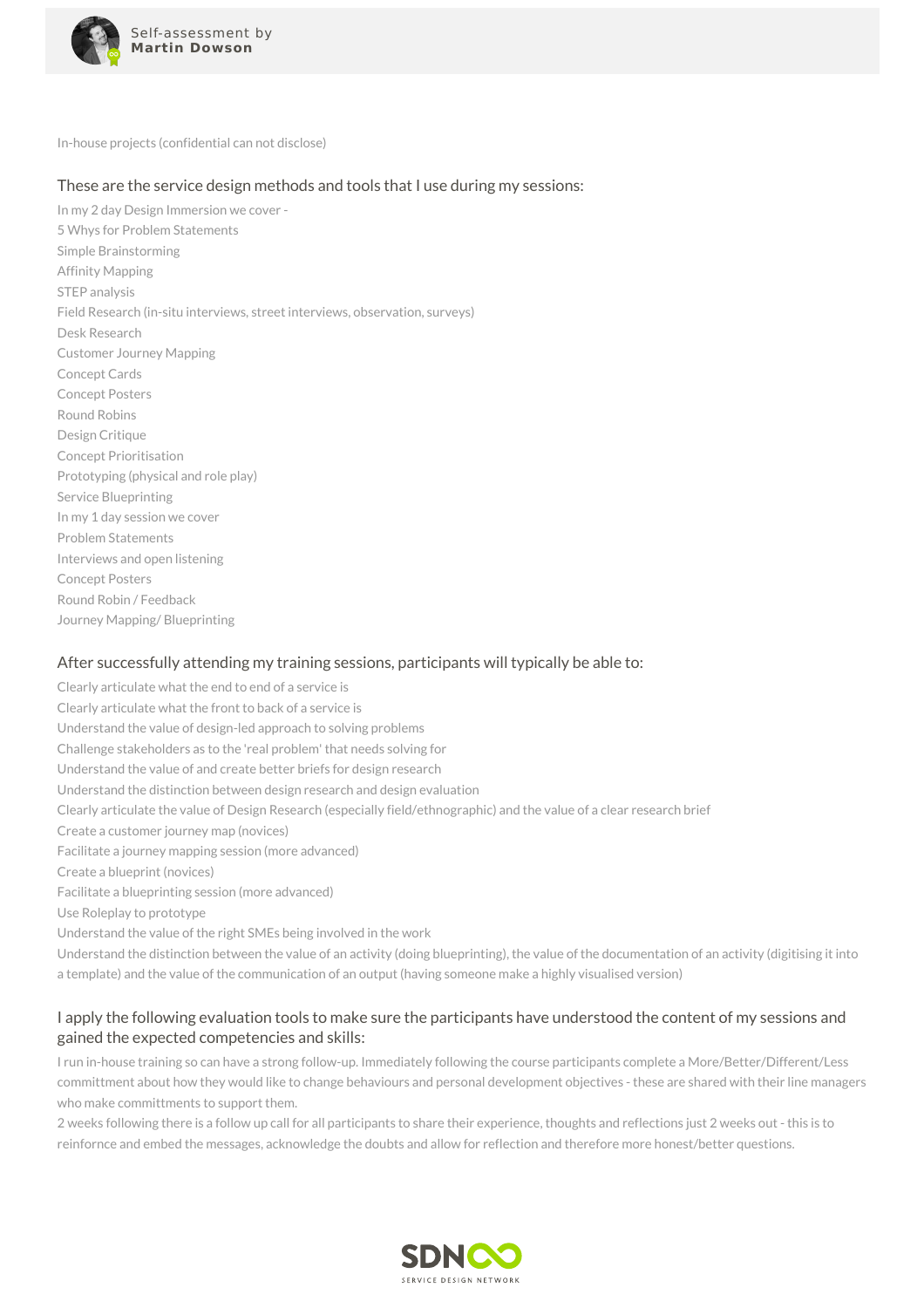In-house projects (confidential can not disclose)

## These are the service design methods and tools that I use during my sessions:

In my 2 day Design Immersion we cover -
5 Whys for Problem Statements
Simple Brainstorming
Affinity Mapping
STEP analysis
Field Research (in-situ interviews, street interviews, observation, surveys)
Desk Research
Customer Journey Mapping
Concept Cards
Concept Posters
Round Robins
Design Critique
Concept Prioritisation
Prototyping (physical and role play)
Service Blueprinting
In my 1 day session we cover
Problem Statements
Interviews and open listening
Concept Posters
Round Robin / Feedback
Journey Mapping/ Blueprinting

## After successfully attending my training sessions, participants will typically be able to:

Clearly articulate what the end to end of a service is
Clearly articulate what the front to back of a service is
Understand the value of design-led approach to solving problems
Challenge stakeholders as to the 'real problem' that needs solving for
Understand the value of and create better briefs for design research
Understand the distinction between design research and design evaluation
Clearly articulate the value of Design Research (especially field/ethnographic) and the value of a clear research brief
Create a customer journey map (novices)
Facilitate a journey mapping session (more advanced)
Create a blueprint (novices)
Facilitate a blueprinting session (more advanced)
Use Roleplay to prototype
Understand the value of the right SMEs being involved in the work
Understand the distinction between the value of an activity (doing blueprinting), the value of the documentation of an activity (digitising it into a template) and the value of the communication of an output (having someone make a highly visualised version)

## I apply the following evaluation tools to make sure the participants have understood the content of my sessions and gained the expected competencies and skills:

I run in-house training so can have a strong follow-up. Immediately following the course participants complete a More/Better/Different/Less committment about how they would like to change behaviours and personal development objectives - these are shared with their line managers who make committments to support them.

2 weeks following there is a follow up call for all participants to share their experience, thoughts and reflections just 2 weeks out - this is to reinfornce and embed the messages, acknowledge the doubts and allow for reflection and therefore more honest/better questions.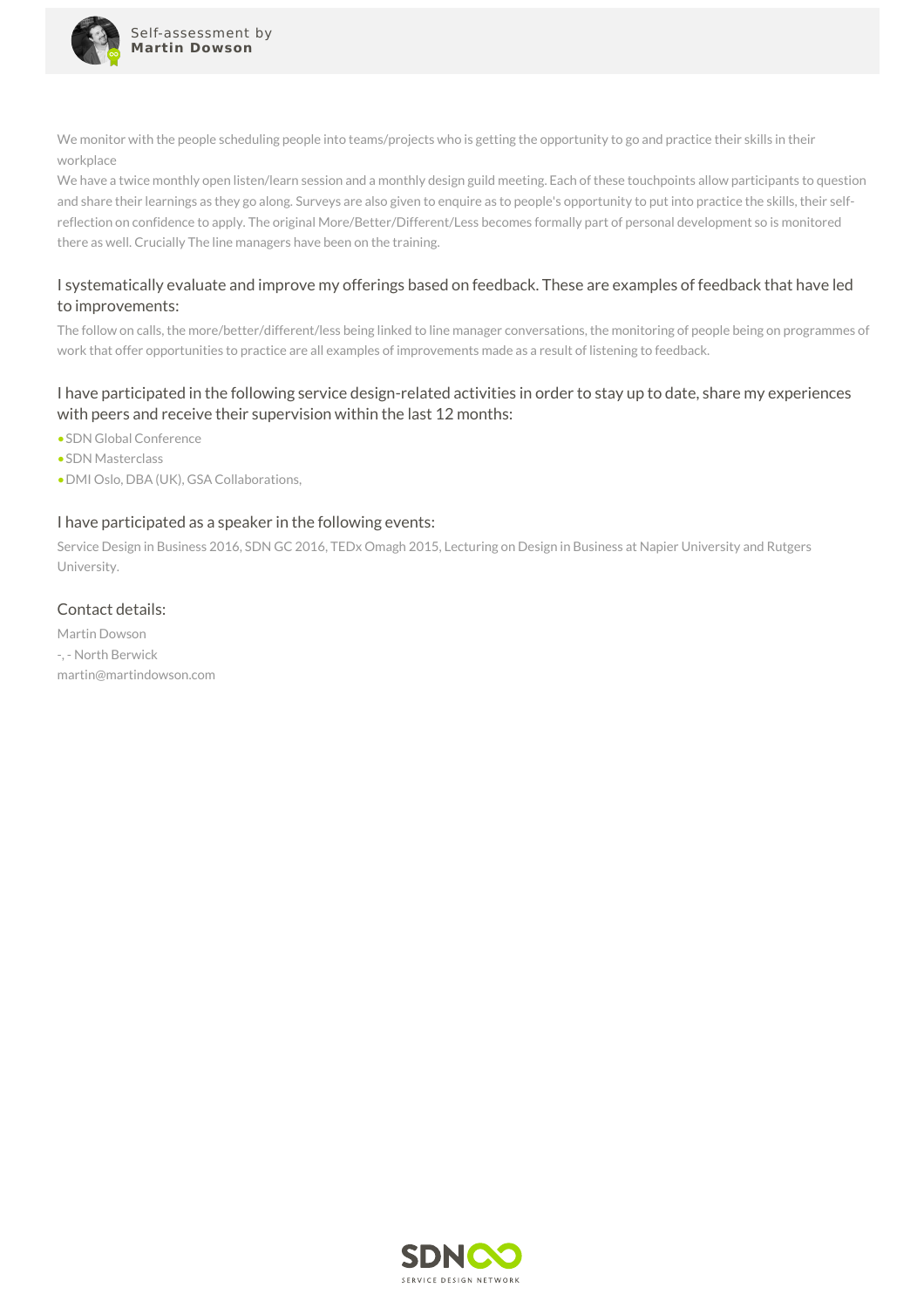We monitor with the people scheduling people into teams/projects who is getting the opportunity to go and practice their skills in their workplace

We have a twice monthly open listen/learn session and a monthly design guild meeting. Each of these touchpoints allow participants to question and share their learnings as they go along. Surveys are also given to enquire as to people's opportunity to put into practice the skills, their self-reflection on confidence to apply. The original More/Better/Different/Less becomes formally part of personal development so is monitored there as well. Crucially The line managers have been on the training.

### I systematically evaluate and improve my offerings based on feedback. These are examples of feedback that have led to improvements:

The follow on calls, the more/better/different/less being linked to line manager conversations, the monitoring of people being on programmes of work that offer opportunities to practice are all examples of improvements made as a result of listening to feedback.

### I have participated in the following service design-related activities in order to stay up to date, share my experiences with peers and receive their supervision within the last 12 months:

- SDN Global Conference
- SDN Masterclass
- DMI Oslo, DBA (UK), GSA Collaborations,

### I have participated as a speaker in the following events:

Service Design in Business 2016, SDN GC 2016, TEDx Omagh 2015, Lecturing on Design in Business at Napier University and Rutgers University.

### Contact details:

Martin Dowson
-, - North Berwick
martin@martindowson.com